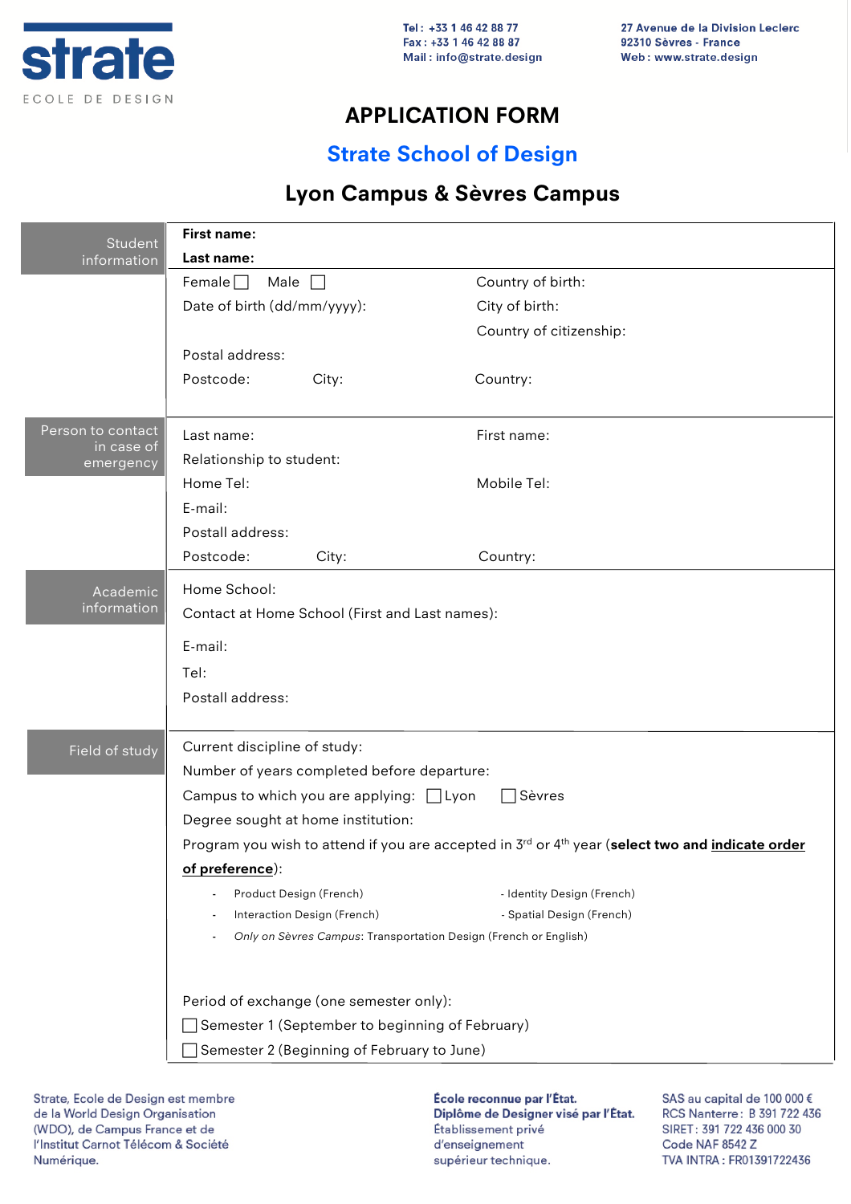strate
ECOLE DE DESIGN

**Tel :** +33 1 46 42 88 77
**Fax :** +33 1 46 42 88 87
**Mail :** info@strate.design

27 Avenue de la Division Leclerc
92310 Sèvres - France
**Web :** www.strate.design

# APPLICATION FORM

## Strate School of Design

## Lyon Campus & Sèvres Campus

### Student information

**First name:**

**Last name:**

Female ☐ Male ☐

Date of birth (dd/mm/yyyy):

Country of birth:

City of birth:

Country of citizenship:

Postal address:

Postcode: City: Country:

### Person to contact in case of emergency

Last name: First name:

Relationship to student:

Home Tel: Mobile Tel:

E-mail:

Postall address:

Postcode: City: Country:

### Academic information

Home School:

Contact at Home School (First and Last names):

E-mail:

Tel:

Postall address:

### Field of study

Current discipline of study:

Number of years completed before departure:

Campus to which you are applying: ☐ Lyon ☐ Sèvres

Degree sought at home institution:

Program you wish to attend if you are accepted in 3rd or 4th year (**select two and <u>indicate order of preference</u>**):

- Product Design (French)
- Interaction Design (French)
- *Only on Sèvres Campus*: Transportation Design (French or English)
- Identity Design (French)
- Spatial Design (French)

Period of exchange (one semester only):

☐ Semester 1 (September to beginning of February)

☐ Semester 2 (Beginning of February to June)

Strate, Ecole de Design est membre de la World Design Organisation (WDO), de Campus France et de l'Institut Carnot Télécom & Société Numérique.

**École reconnue par l'État.**
**Diplôme de Designer visé par l'État.**
Établissement privé d'enseignement supérieur technique.

SAS au capital de 100 000 €
RCS Nanterre : B 391 722 436
SIRET : 391 722 436 000 30
Code NAF 8542 Z
TVA INTRA : FR01391722436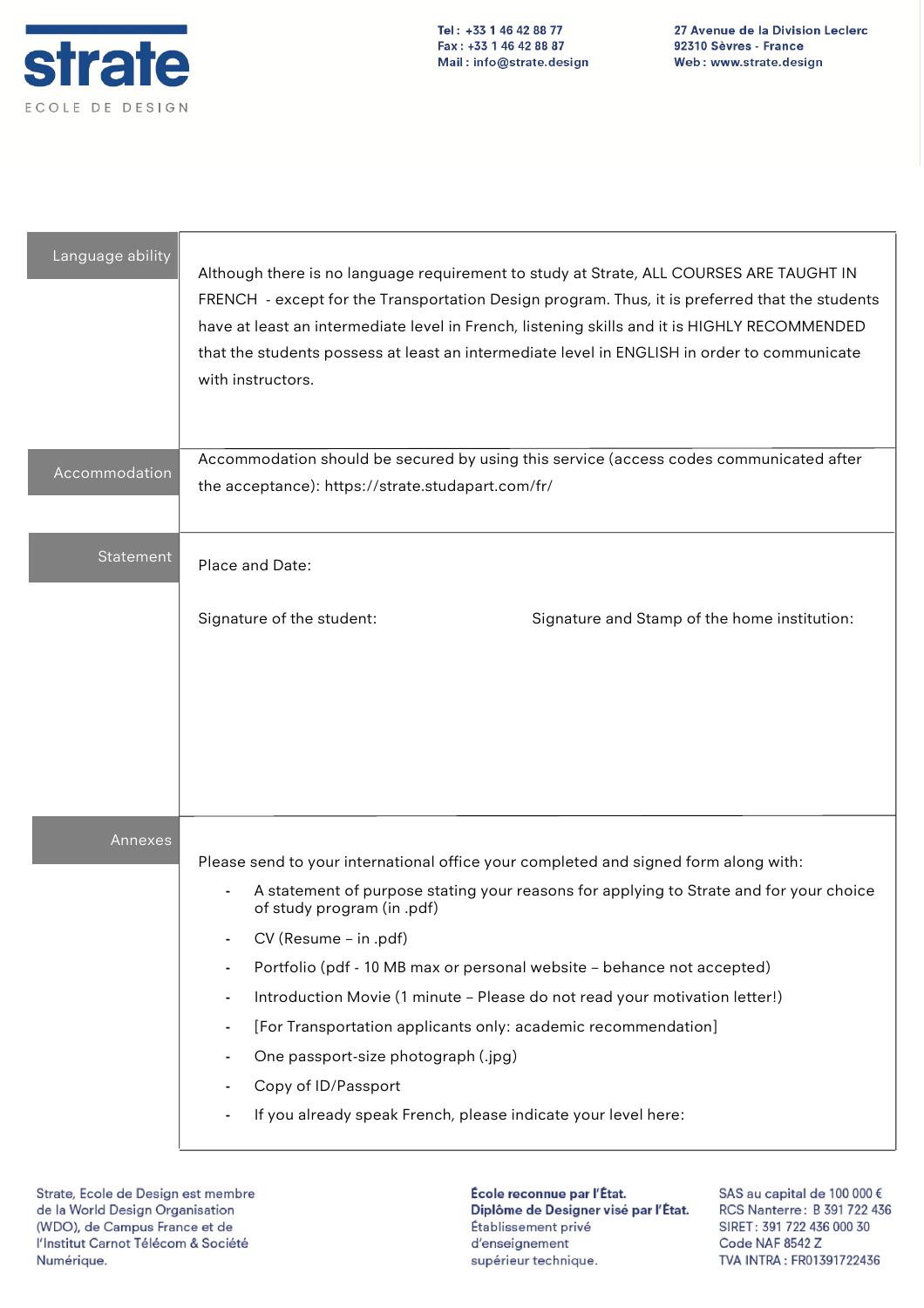| | |
|---|---|
| Language ability | Although there is no language requirement to study at Strate, ALL COURSES ARE TAUGHT IN FRENCH - except for the Transportation Design program. Thus, it is preferred that the students have at least an intermediate level in French, listening skills and it is HIGHLY RECOMMENDED that the students possess at least an intermediate level in ENGLISH in order to communicate with instructors. |
| Accommodation | Accommodation should be secured by using this service (access codes communicated after the acceptance): https://strate.studapart.com/fr/ |
| Statement | Place and Date:<br><br>Signature of the student: Signature and Stamp of the home institution: |
| Annexes | Please send to your international office your completed and signed form along with:<br>- A statement of purpose stating your reasons for applying to Strate and for your choice of study program (in .pdf)<br>- CV (Resume – in .pdf)<br>- Portfolio (pdf - 10 MB max or personal website – behance not accepted)<br>- Introduction Movie (1 minute – Please do not read your motivation letter!)<br>- [For Transportation applicants only: academic recommendation]<br>- One passport-size photograph (.jpg)<br>- Copy of ID/Passport<br>- If you already speak French, please indicate your level here: |